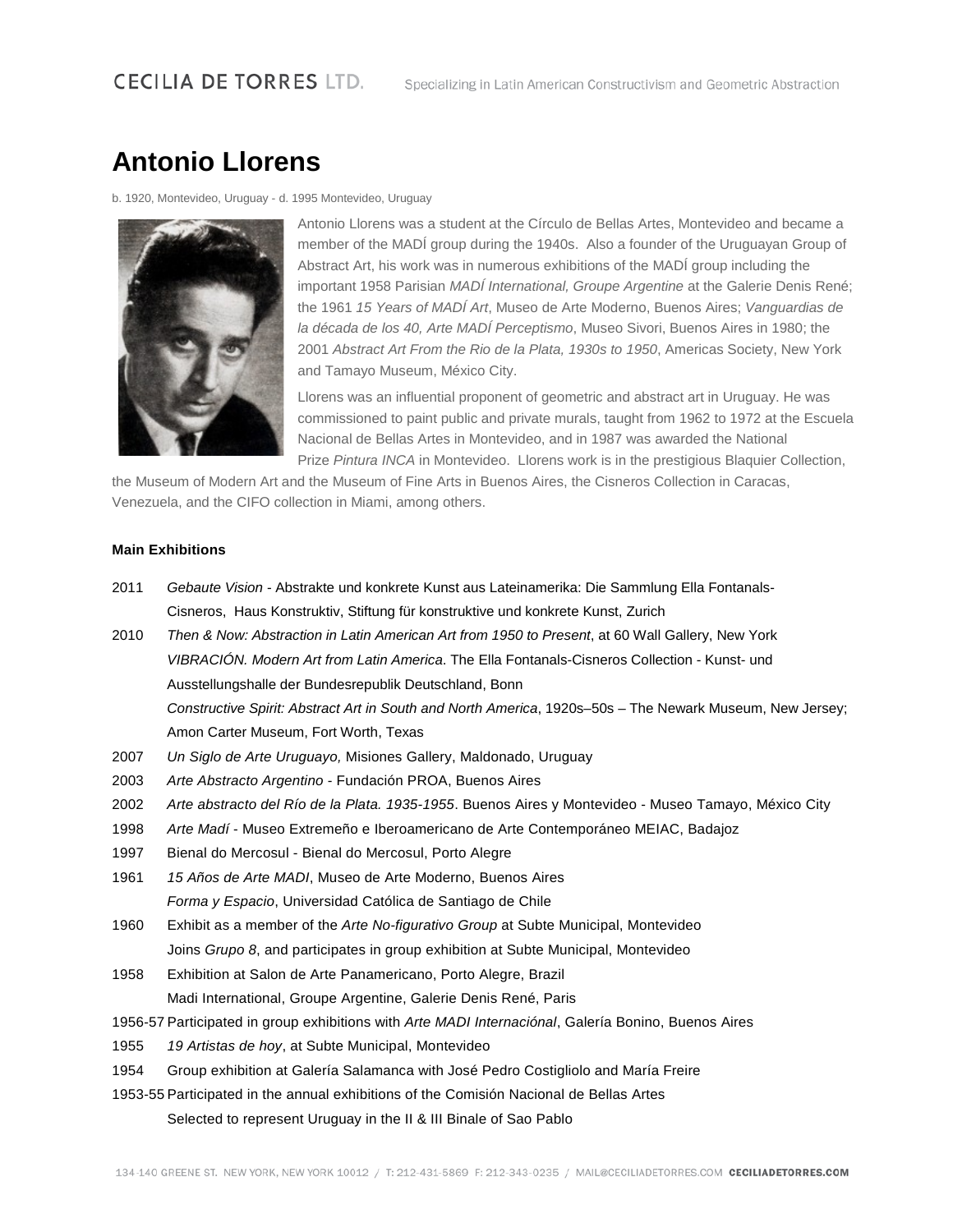# Antonio Llorens

b. 1920, Montevideo, Uruguay - d. 1995 Montevideo, Uruguay

Antonio Llorens was a student at the Círculo de Bellas Artes, Montevideo and became a member of the MADÍ group during the 1940s. Also a founder of the Uruguayan Group of Abstract Art, his work was in numerous exhibitions of the MADÍ group including the important 1958 Parisian *MADÍ International, Groupe Argentine* at the Galerie Denis René; the 1961 *15 Years of MADÍ Art*, Museo de Arte Moderno, Buenos Aires; *Vanguardias de la década de los 40, Arte MADÍ Perceptismo*, Museo Sivori, Buenos Aires in 1980; the 2001 *Abstract Art From the Rio de la Plata, 1930s to 1950*, Americas Society, New York and Tamayo Museum, México City.

Llorens was an influential proponent of geometric and abstract art in Uruguay. He was commissioned to paint public and private murals, taught from 1962 to 1972 at the Escuela Nacional de Bellas Artes in Montevideo, and in 1987 was awarded the National Prize *Pintura INCA* in Montevideo. Llorens work is in the prestigious Blaquier Collection, the Museum of Modern Art and the Museum of Fine Arts in Buenos Aires, the Cisneros Collection in Caracas, Venezuela, and the CIFO collection in Miami, among others.

**Main Exhibitions**

2011 *Gebaute Vision* - Abstrakte und konkrete Kunst aus Lateinamerika: Die Sammlung Ella Fontanals-Cisneros, Haus Konstruktiv, Stiftung für konstruktive und konkrete Kunst, Zurich

2010 *Then & Now: Abstraction in Latin American Art from 1950 to Present*, at 60 Wall Gallery, New York
*VIBRACIÓN. Modern Art from Latin America*. The Ella Fontanals-Cisneros Collection - Kunst- und Ausstellungshalle der Bundesrepublik Deutschland, Bonn
*Constructive Spirit: Abstract Art in South and North America*, 1920s–50s – The Newark Museum, New Jersey; Amon Carter Museum, Fort Worth, Texas

2007 *Un Siglo de Arte Uruguayo,* Misiones Gallery, Maldonado, Uruguay

2003 *Arte Abstracto Argentino* - Fundación PROA, Buenos Aires

2002 *Arte abstracto del Río de la Plata. 1935-1955*. Buenos Aires y Montevideo - Museo Tamayo, México City

1998 *Arte Madí* - Museo Extremeño e Iberoamericano de Arte Contemporáneo MEIAC, Badajoz

1997 Bienal do Mercosul - Bienal do Mercosul, Porto Alegre

1961 *15 Años de Arte MADI*, Museo de Arte Moderno, Buenos Aires
*Forma y Espacio*, Universidad Católica de Santiago de Chile

1960 Exhibit as a member of the *Arte No-figurativo Group* at Subte Municipal, Montevideo
Joins *Grupo 8*, and participates in group exhibition at Subte Municipal, Montevideo

1958 Exhibition at Salon de Arte Panamericano, Porto Alegre, Brazil
Madi International, Groupe Argentine, Galerie Denis René, Paris

1956-57 Participated in group exhibitions with *Arte MADI Internaciónal*, Galería Bonino, Buenos Aires

1955 *19 Artistas de hoy*, at Subte Municipal, Montevideo

1954 Group exhibition at Galería Salamanca with José Pedro Costigliolo and María Freire

1953-55 Participated in the annual exhibitions of the Comisión Nacional de Bellas Artes
Selected to represent Uruguay in the II & III Binale of Sao Pablo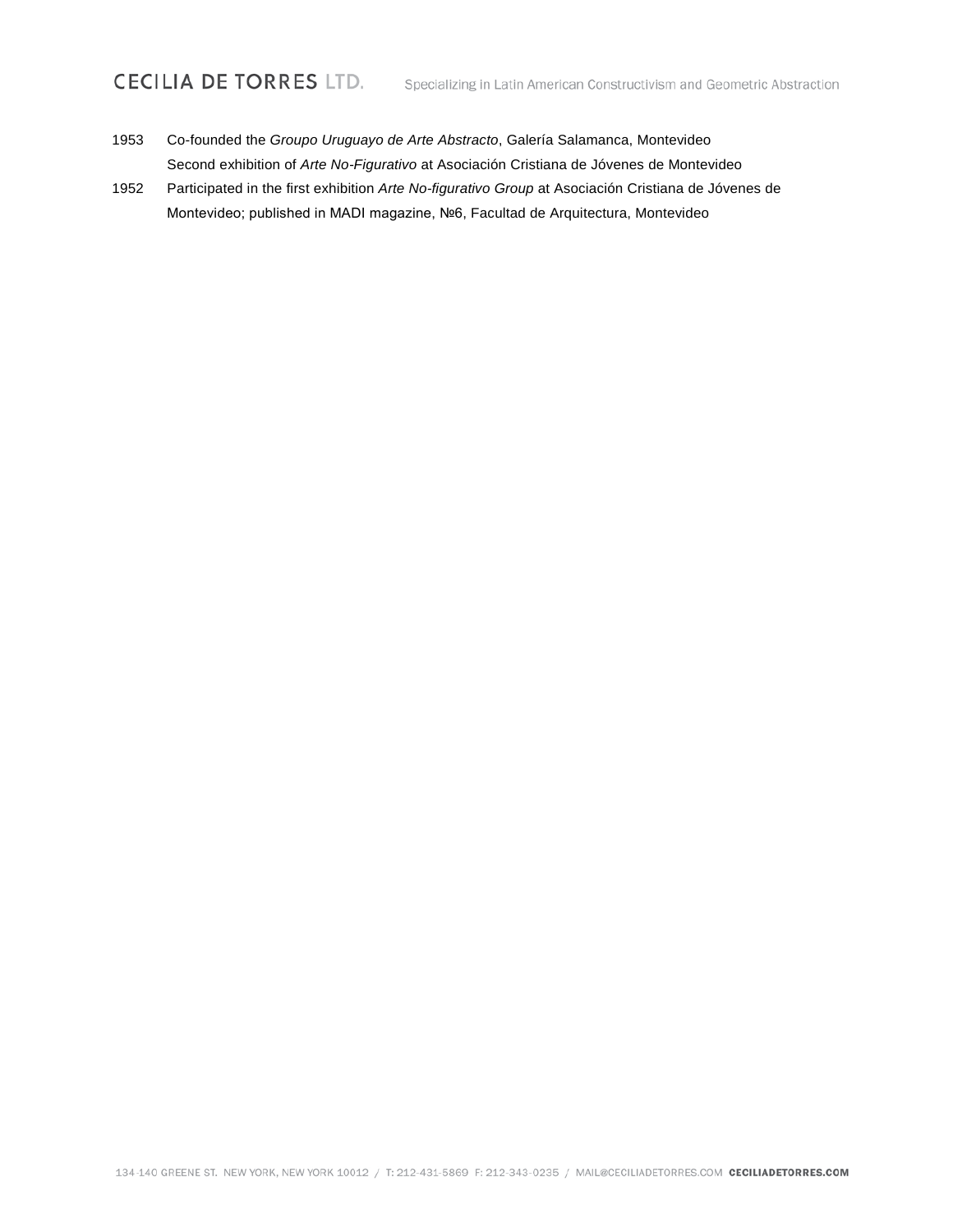1953 Co-founded the *Groupo Uruguayo de Arte Abstracto*, Galería Salamanca, Montevideo
Second exhibition of *Arte No-Figurativo* at Asociación Cristiana de Jóvenes de Montevideo

1952 Participated in the first exhibition *Arte No-figurativo Group* at Asociación Cristiana de Jóvenes de Montevideo; published in MADI magazine, №6, Facultad de Arquitectura, Montevideo